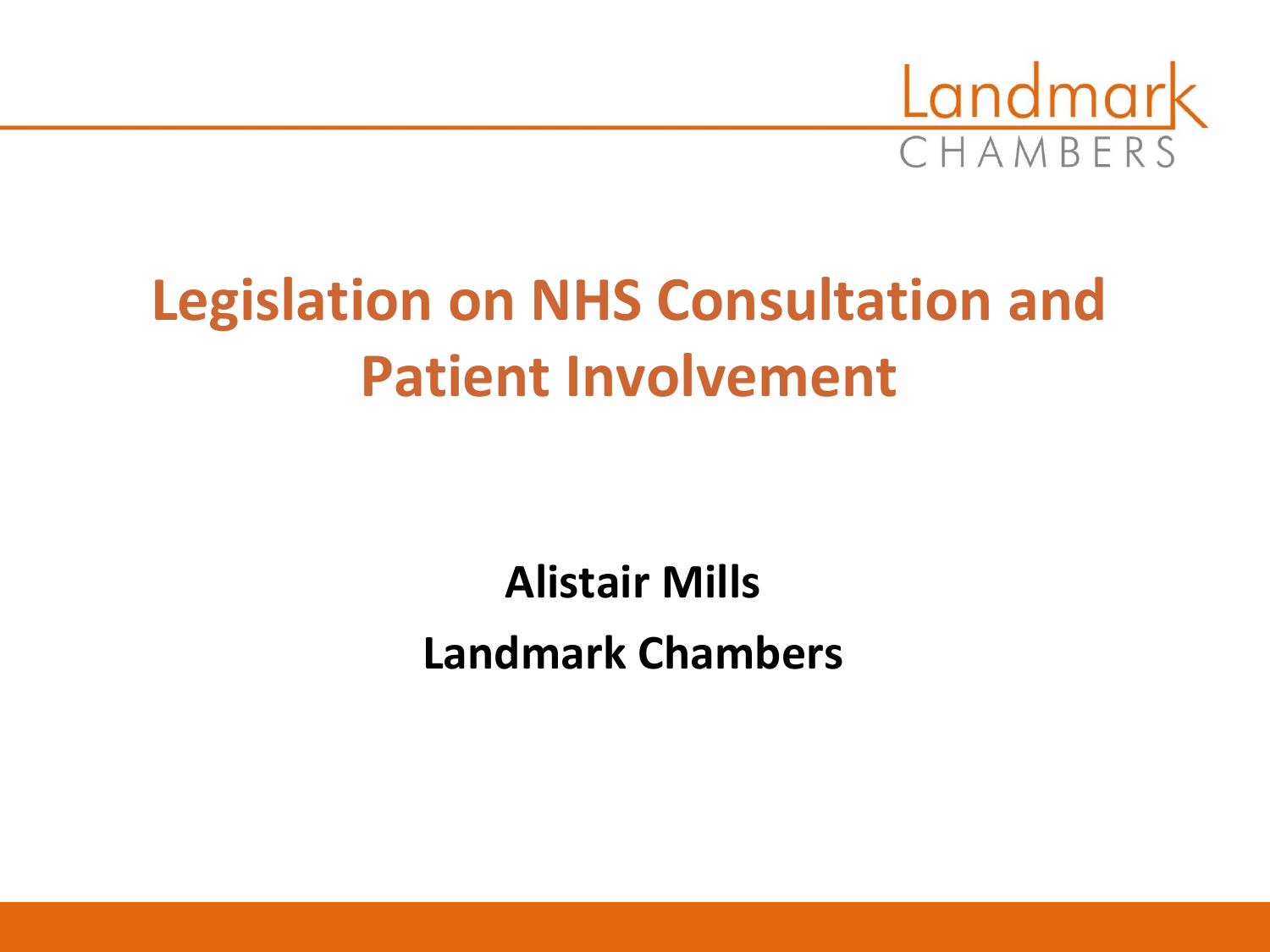# Legislation on NHS Consultation and Patient Involvement

**Alistair Mills**

**Landmark Chambers**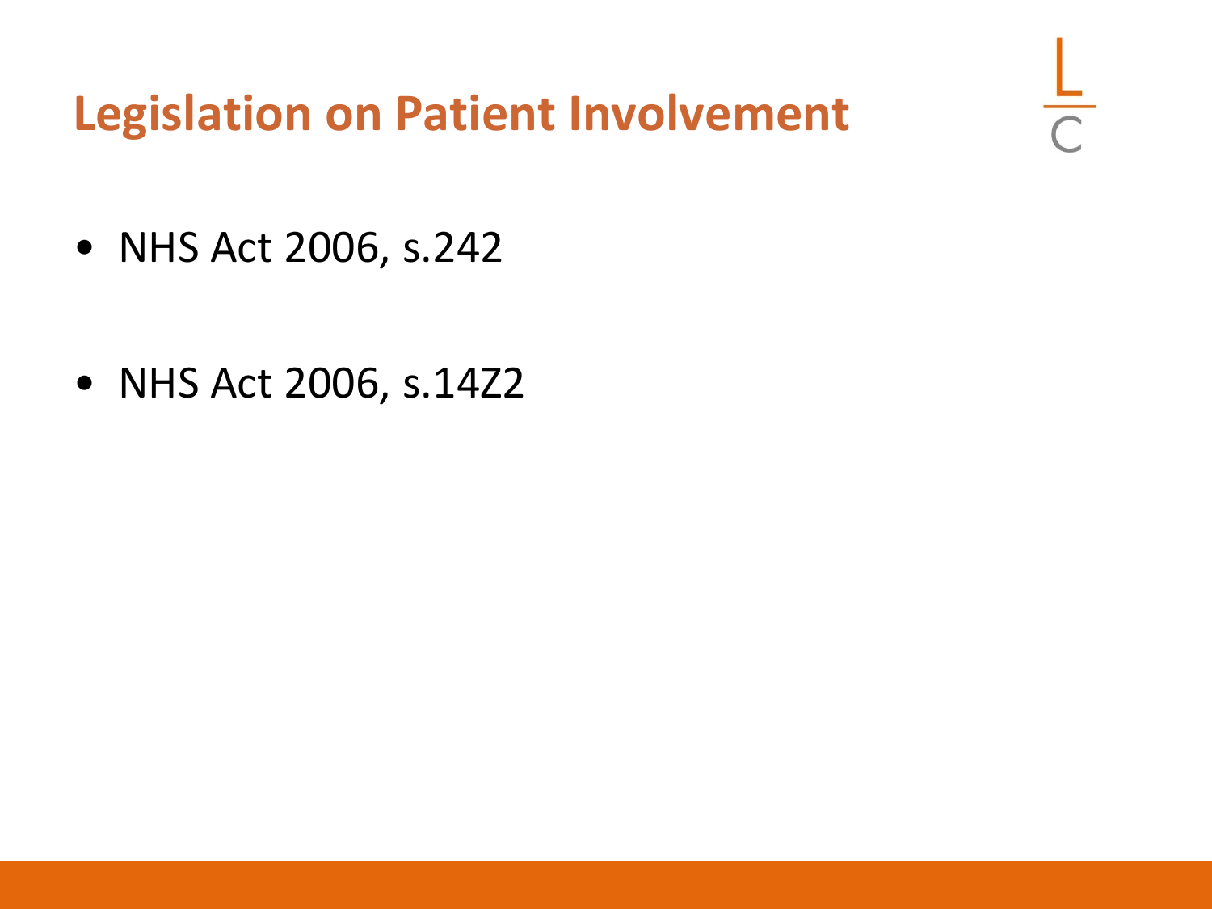# Legislation on Patient Involvement

- NHS Act 2006, s.242
- NHS Act 2006, s.14Z2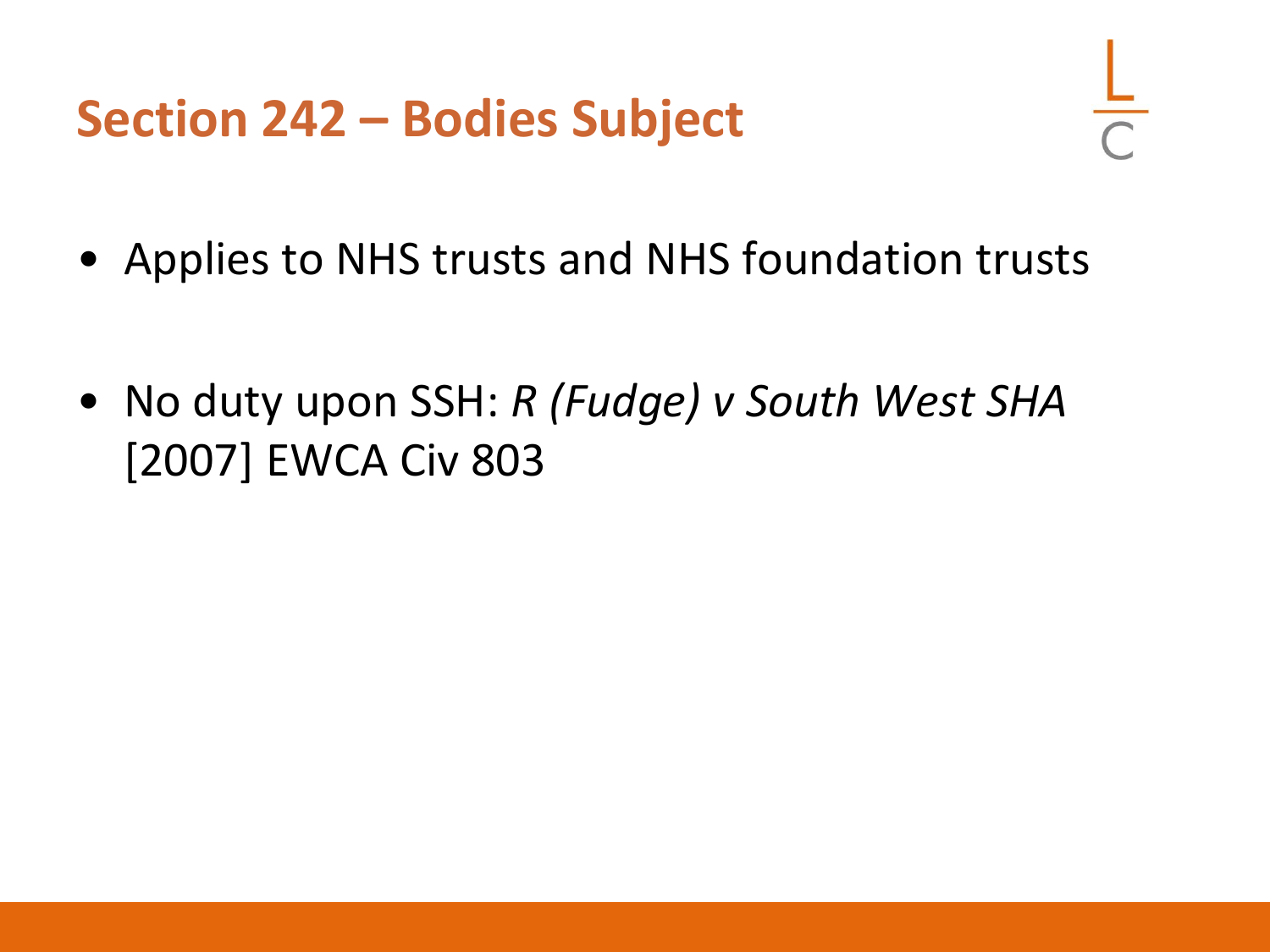# Section 242 – Bodies Subject

- Applies to NHS trusts and NHS foundation trusts
- No duty upon SSH: *R (Fudge) v South West SHA* [2007] EWCA Civ 803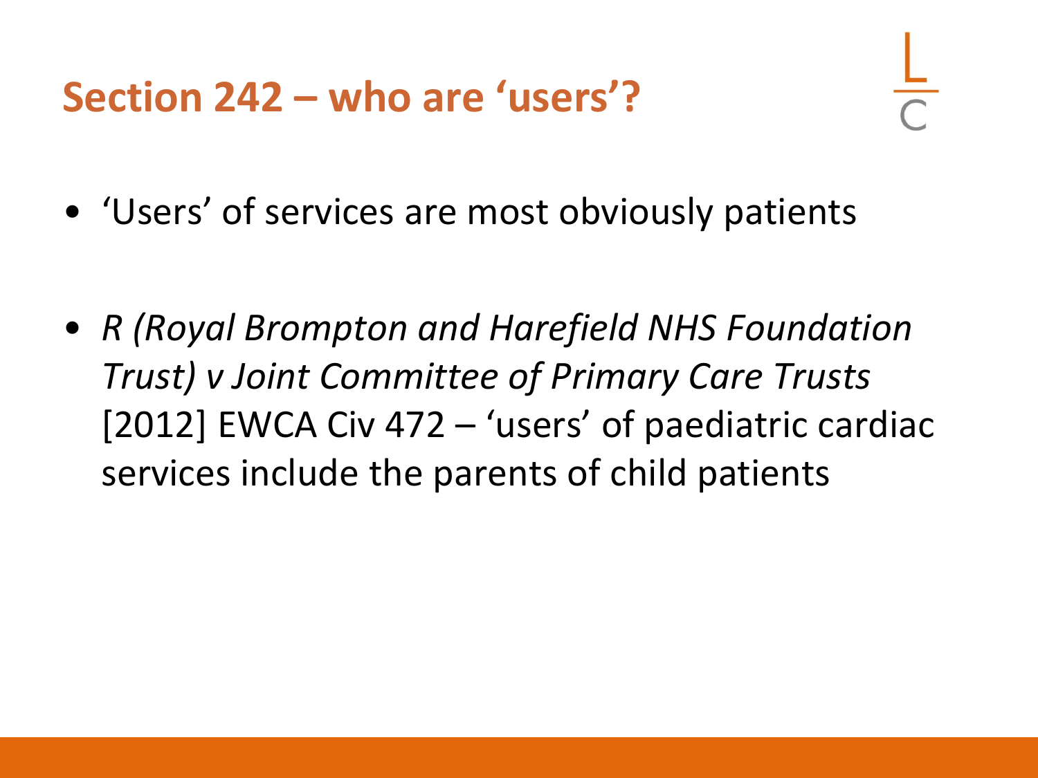# Section 242 – who are 'users'?

- 'Users' of services are most obviously patients
- *R (Royal Brompton and Harefield NHS Foundation Trust) v Joint Committee of Primary Care Trusts* [2012] EWCA Civ 472 – 'users' of paediatric cardiac services include the parents of child patients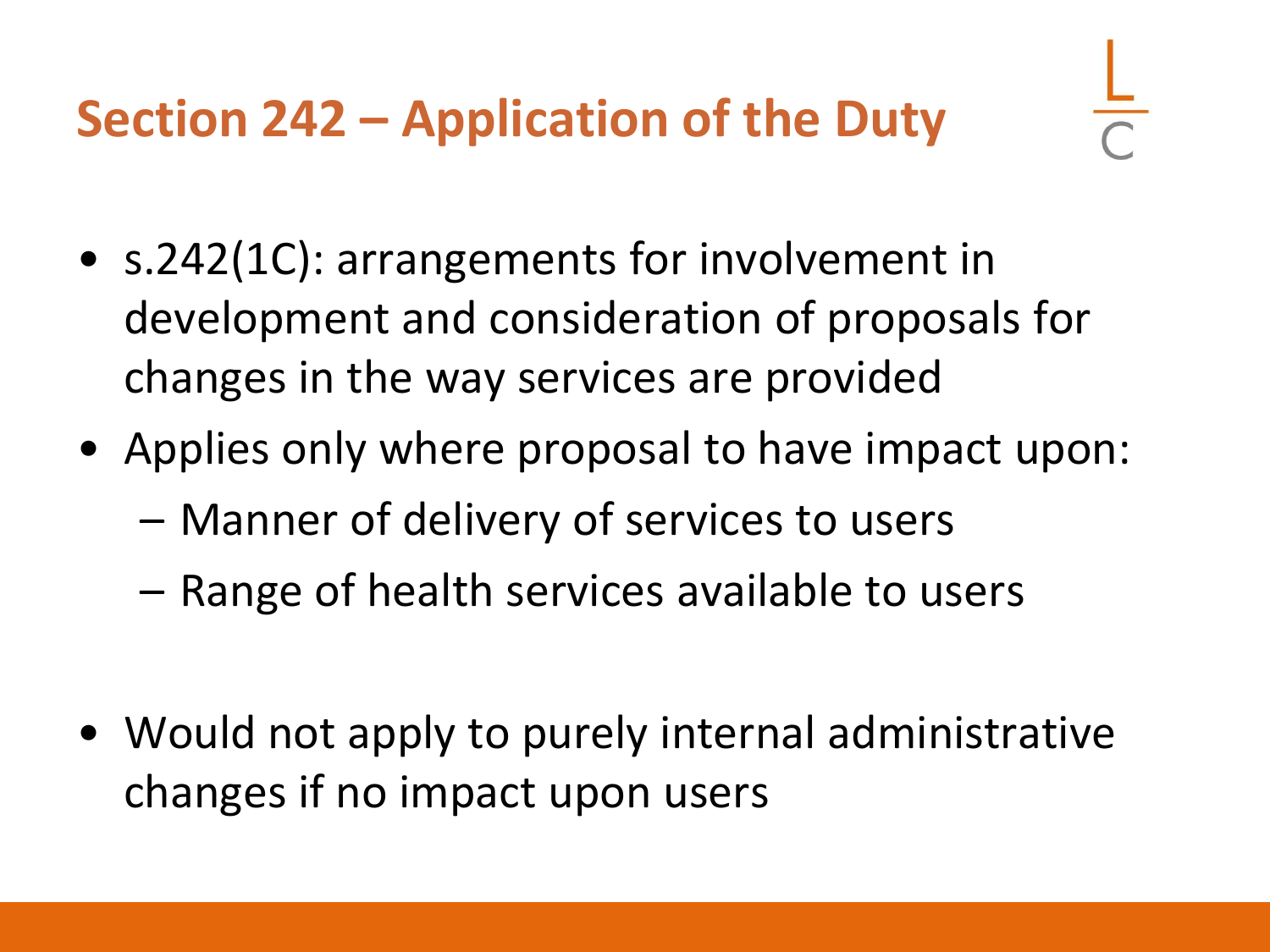# Section 242 – Application of the Duty

- s.242(1C): arrangements for involvement in development and consideration of proposals for changes in the way services are provided
- Applies only where proposal to have impact upon:
  - Manner of delivery of services to users
  - Range of health services available to users
- Would not apply to purely internal administrative changes if no impact upon users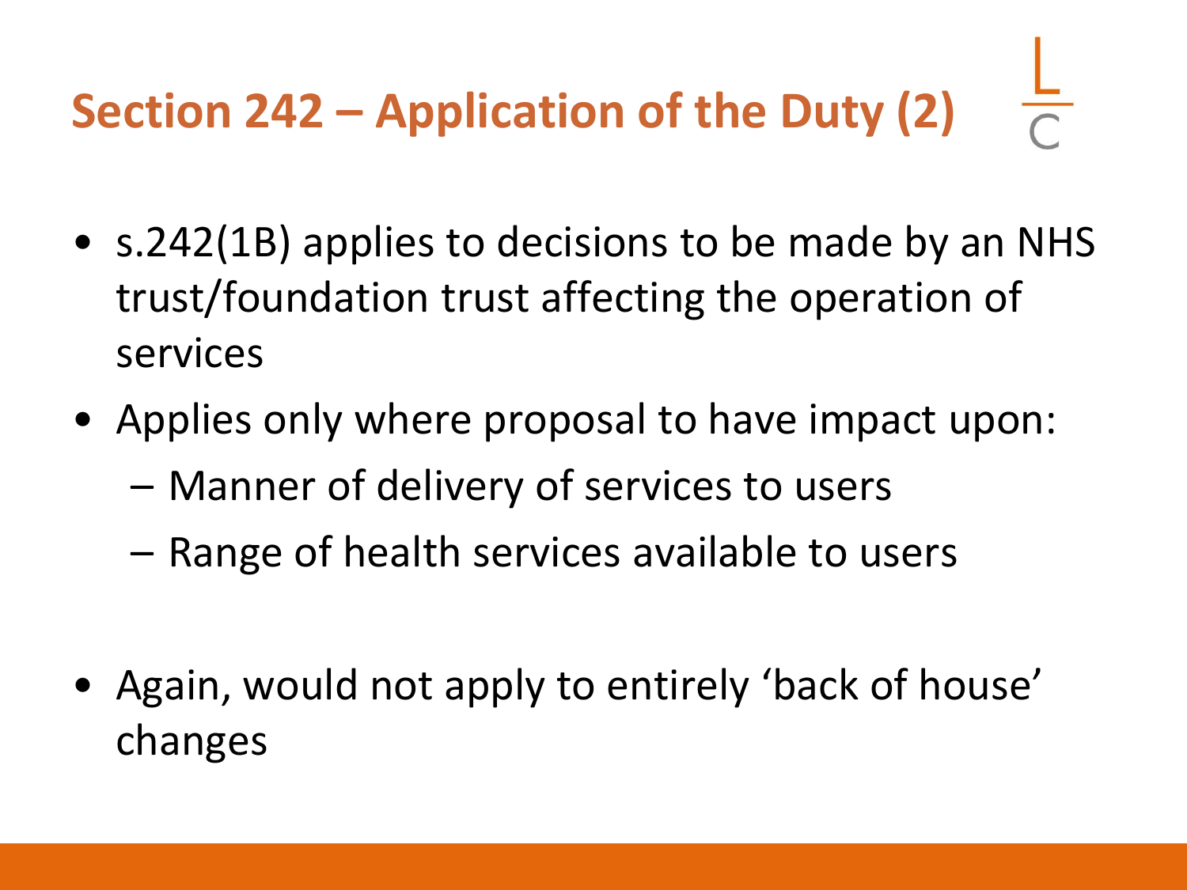# Section 242 – Application of the Duty (2)

- s.242(1B) applies to decisions to be made by an NHS trust/foundation trust affecting the operation of services
- Applies only where proposal to have impact upon:
  - Manner of delivery of services to users
  - Range of health services available to users
- Again, would not apply to entirely 'back of house' changes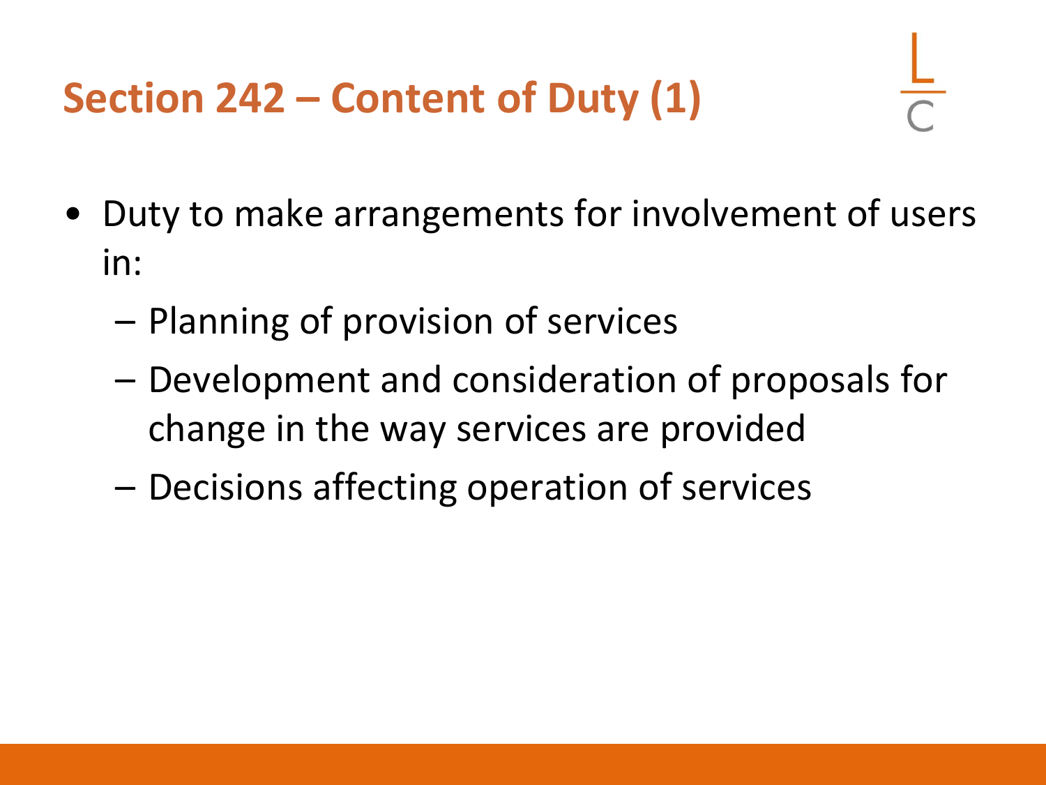# Section 242 – Content of Duty (1)

- Duty to make arrangements for involvement of users in:
  - Planning of provision of services
  - Development and consideration of proposals for change in the way services are provided
  - Decisions affecting operation of services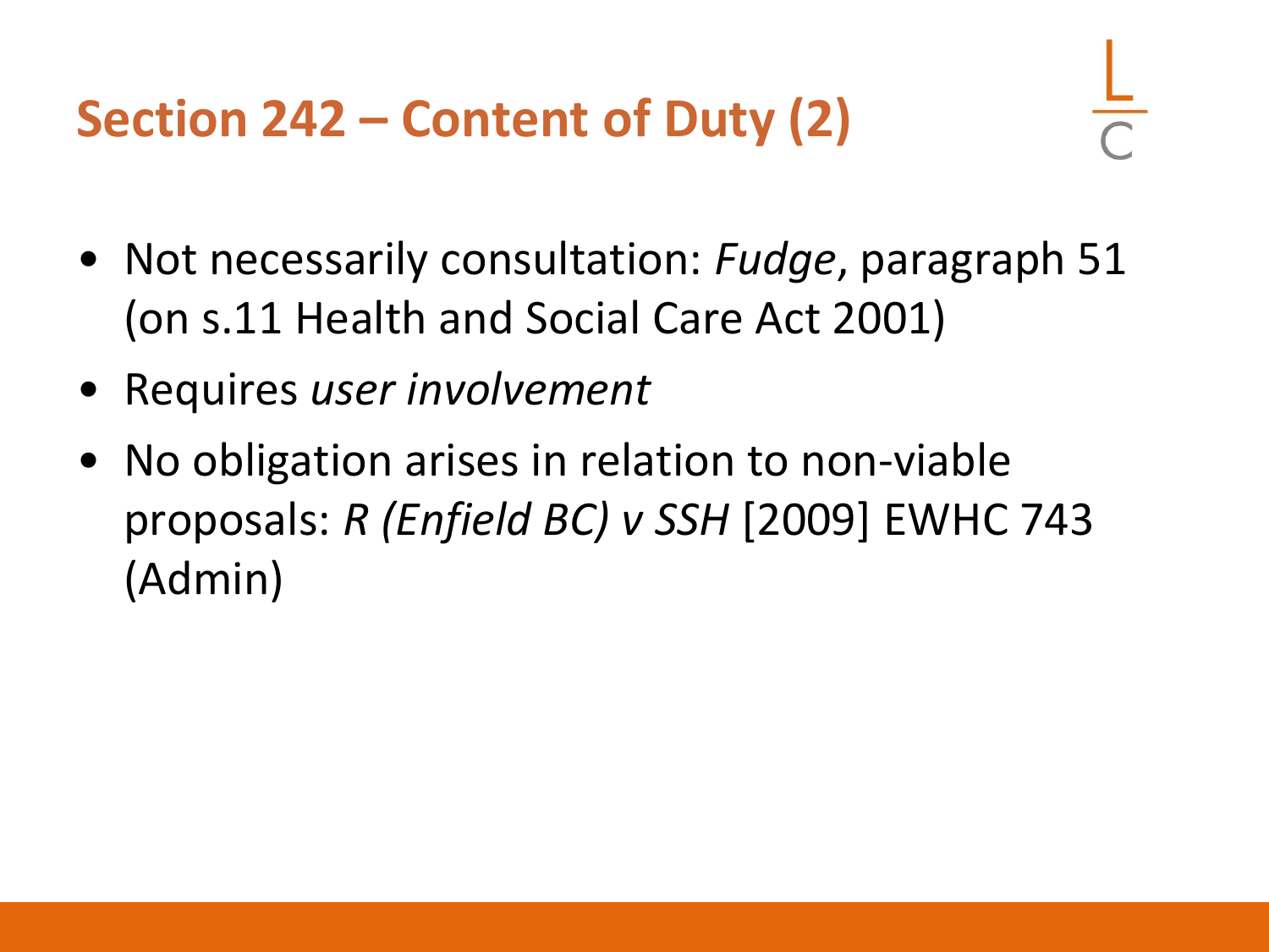# Section 242 – Content of Duty (2)

- Not necessarily consultation: *Fudge*, paragraph 51 (on s.11 Health and Social Care Act 2001)
- Requires *user involvement*
- No obligation arises in relation to non-viable proposals: *R (Enfield BC) v SSH* [2009] EWHC 743 (Admin)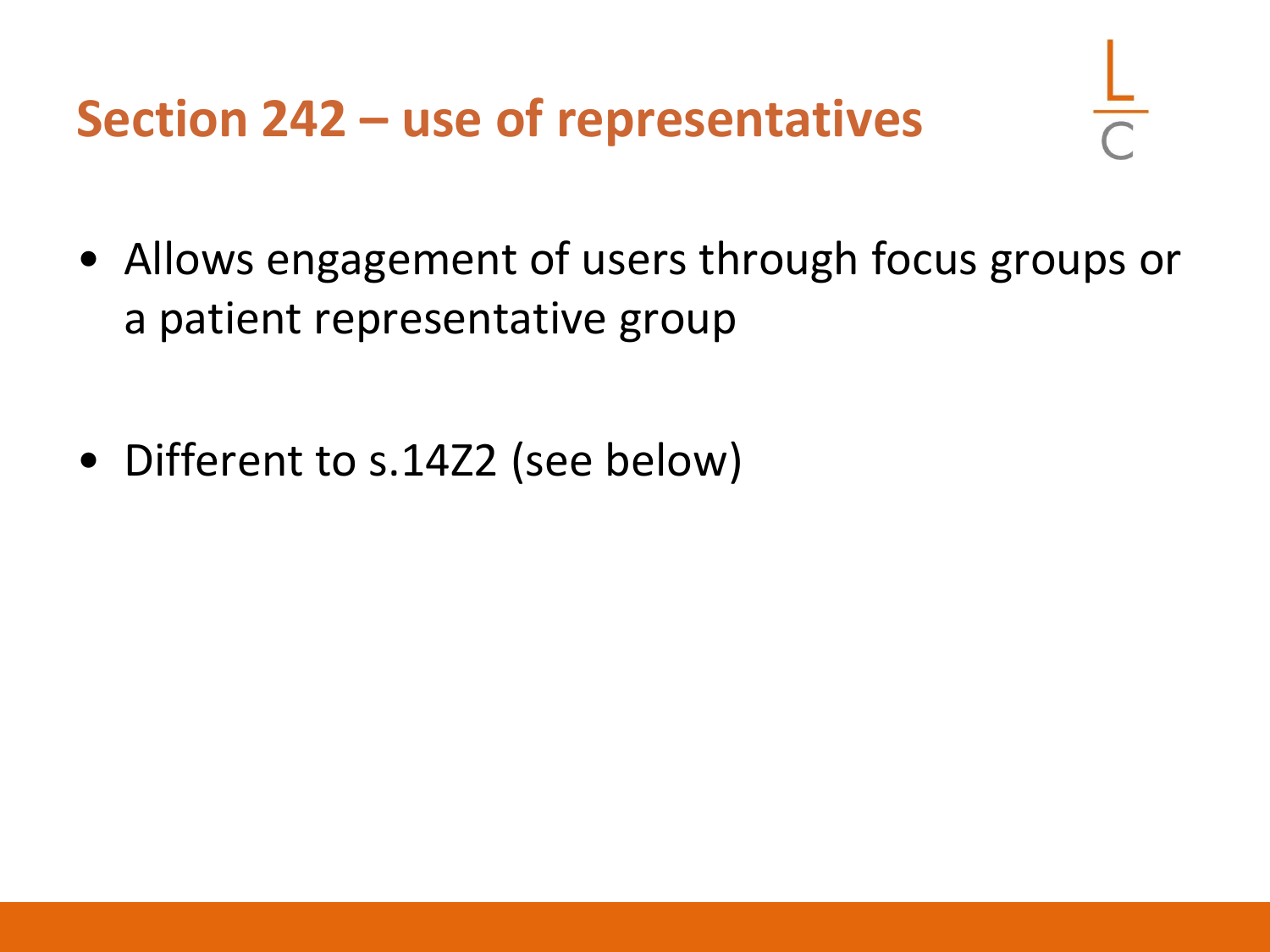# Section 242 – use of representatives

- Allows engagement of users through focus groups or a patient representative group

- Different to s.14Z2 (see below)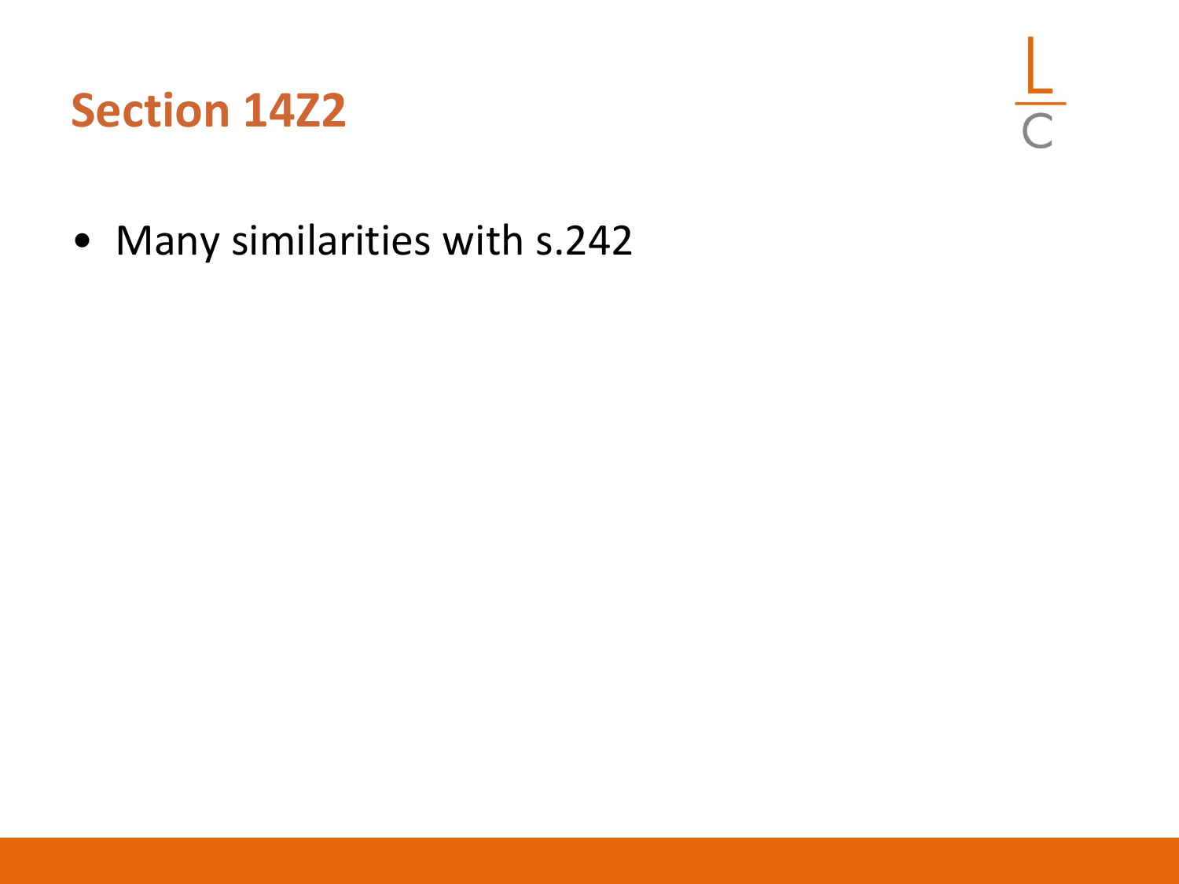# Section 14Z2

- Many similarities with s.242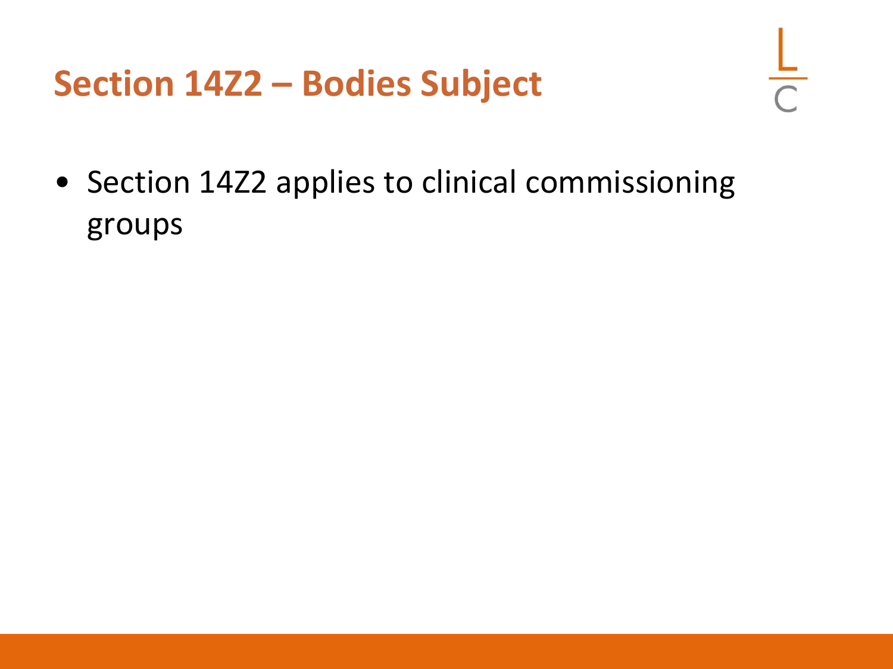# Section 14Z2 – Bodies Subject

- Section 14Z2 applies to clinical commissioning groups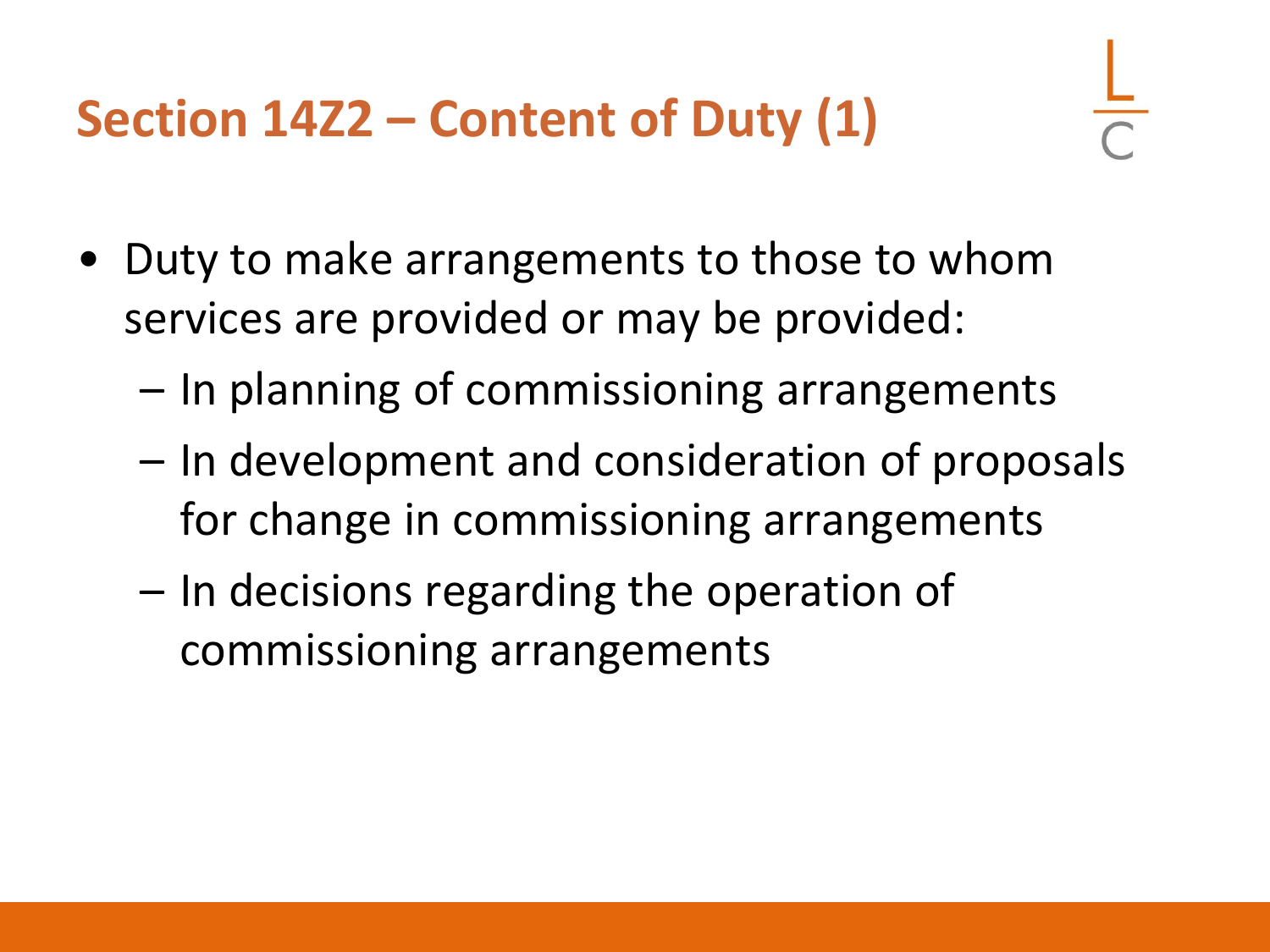# Section 14Z2 – Content of Duty (1)

- Duty to make arrangements to those to whom services are provided or may be provided:
  - In planning of commissioning arrangements
  - In development and consideration of proposals for change in commissioning arrangements
  - In decisions regarding the operation of commissioning arrangements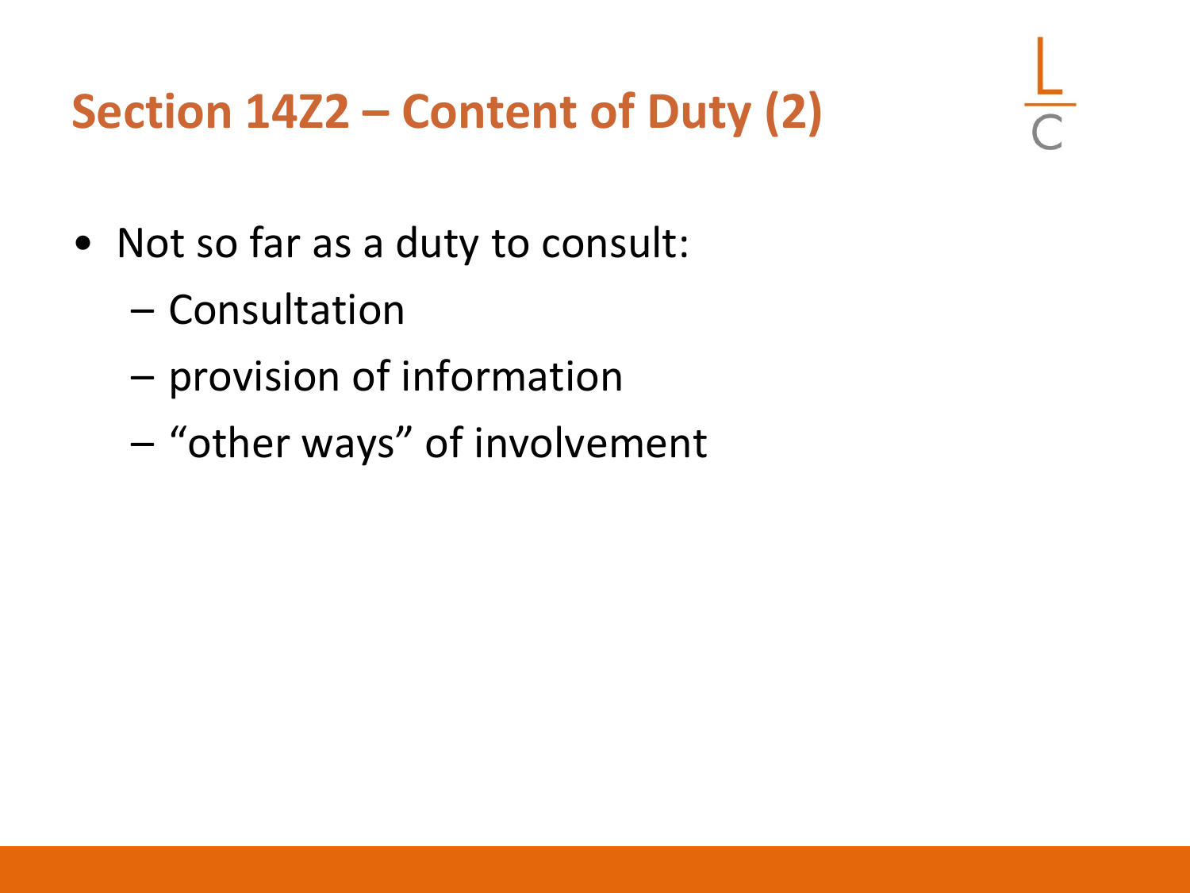# Section 14Z2 – Content of Duty (2)

- Not so far as a duty to consult:
  - Consultation
  - provision of information
  - “other ways” of involvement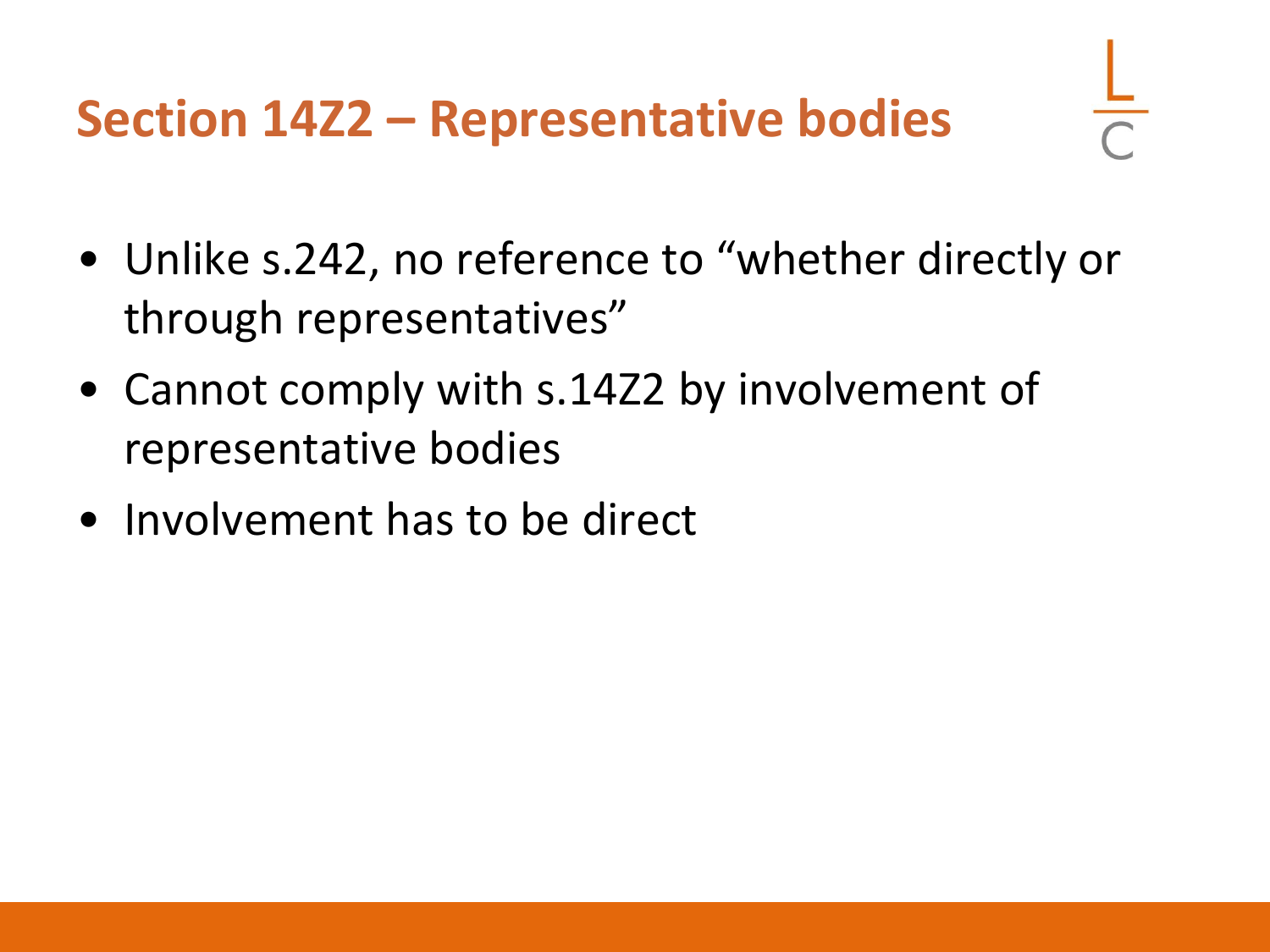# Section 14Z2 – Representative bodies

- Unlike s.242, no reference to “whether directly or through representatives”
- Cannot comply with s.14Z2 by involvement of representative bodies
- Involvement has to be direct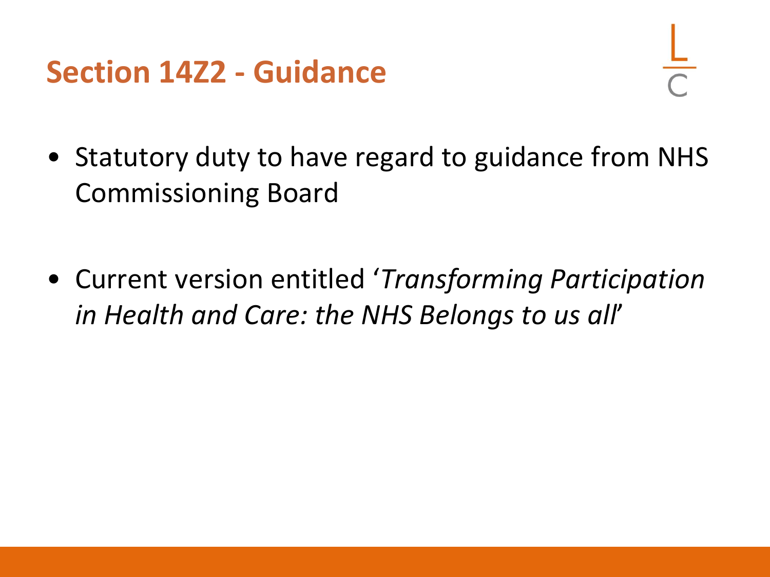# Section 14Z2 - Guidance

- Statutory duty to have regard to guidance from NHS Commissioning Board

- Current version entitled '*Transforming Participation in Health and Care: the NHS Belongs to us all*'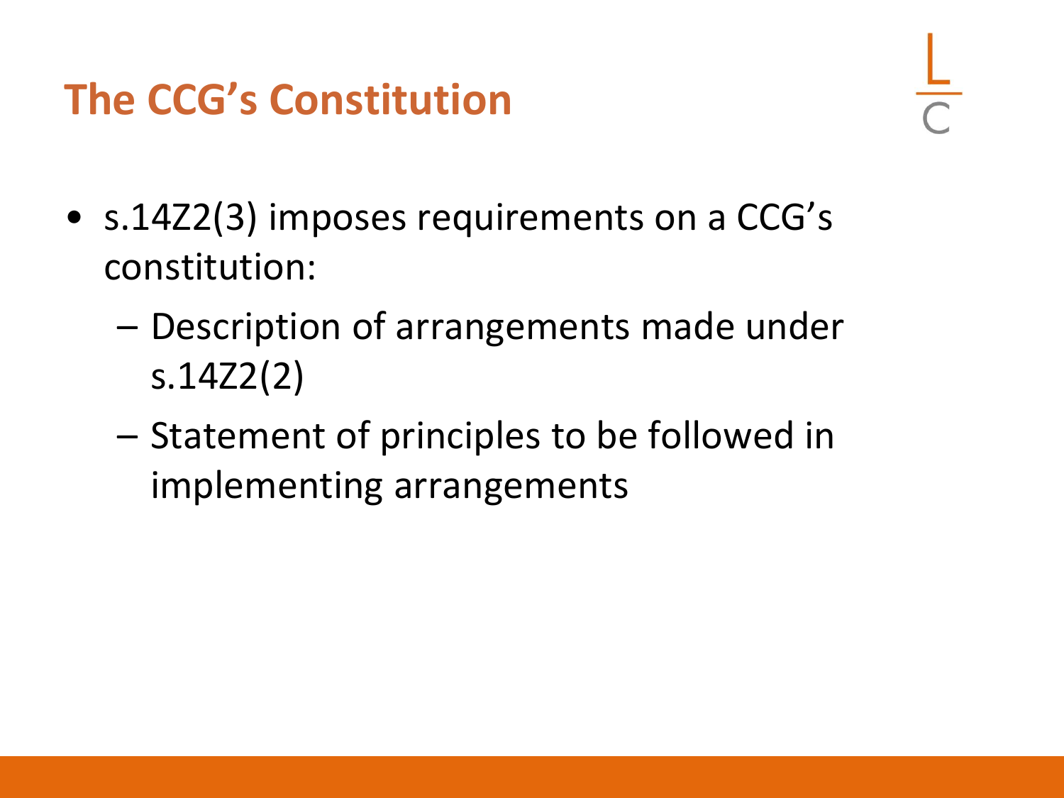# The CCG's Constitution

- s.14Z2(3) imposes requirements on a CCG's constitution:
  - Description of arrangements made under s.14Z2(2)
  - Statement of principles to be followed in implementing arrangements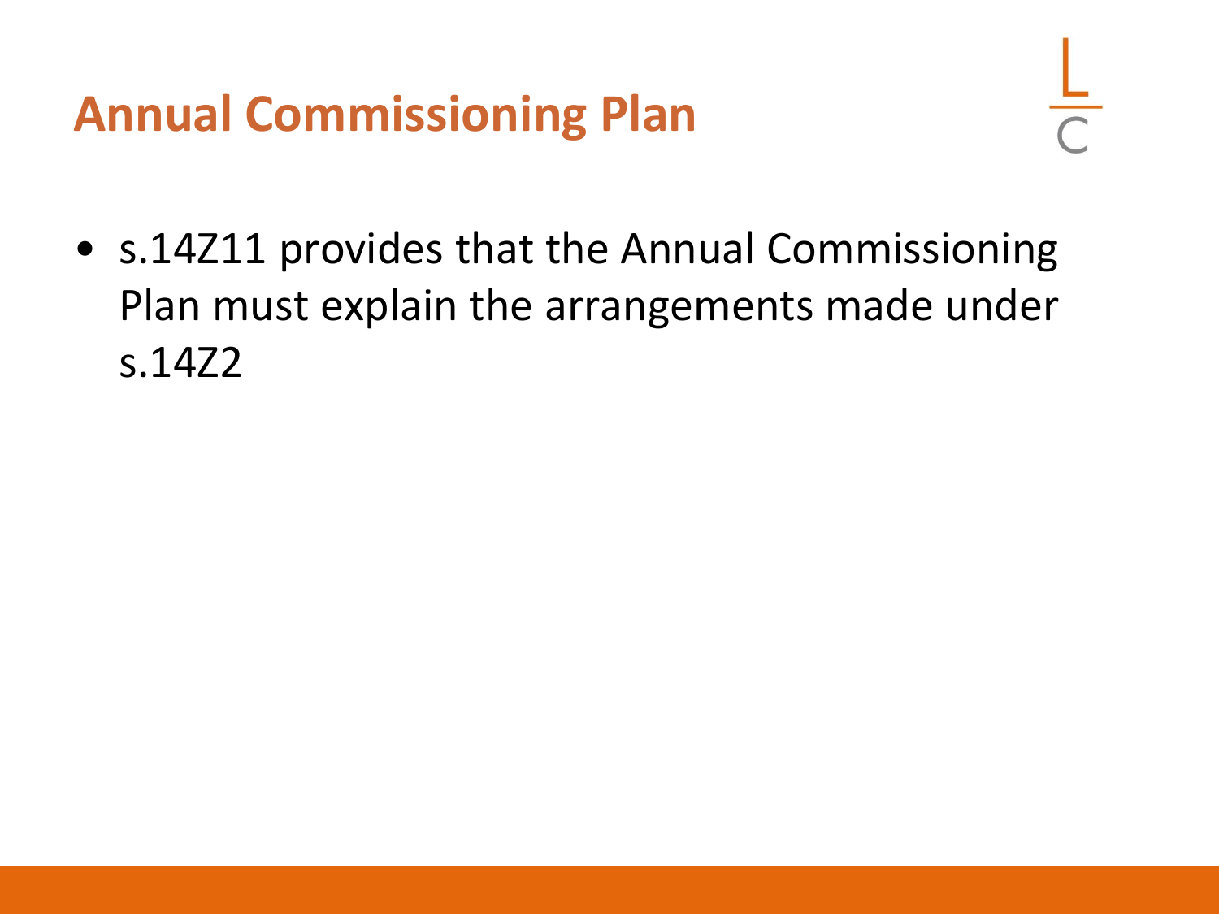# Annual Commissioning Plan

- s.14Z11 provides that the Annual Commissioning Plan must explain the arrangements made under s.14Z2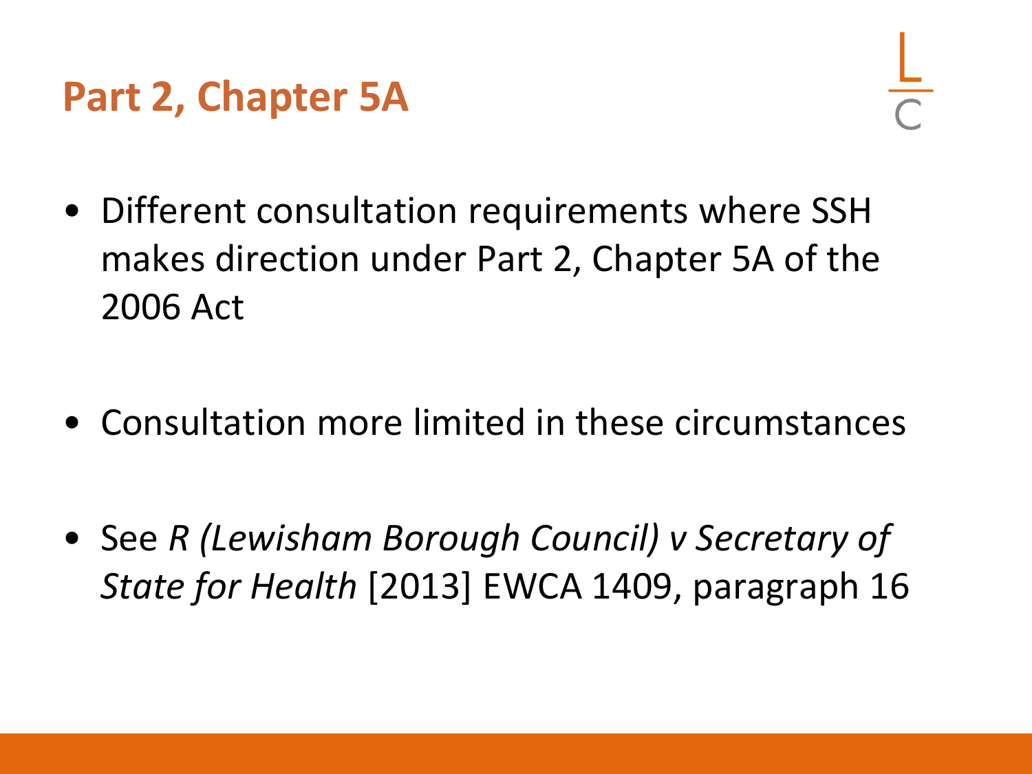# Part 2, Chapter 5A

- Different consultation requirements where SSH makes direction under Part 2, Chapter 5A of the 2006 Act
- Consultation more limited in these circumstances
- See *R (Lewisham Borough Council) v Secretary of State for Health* [2013] EWCA 1409, paragraph 16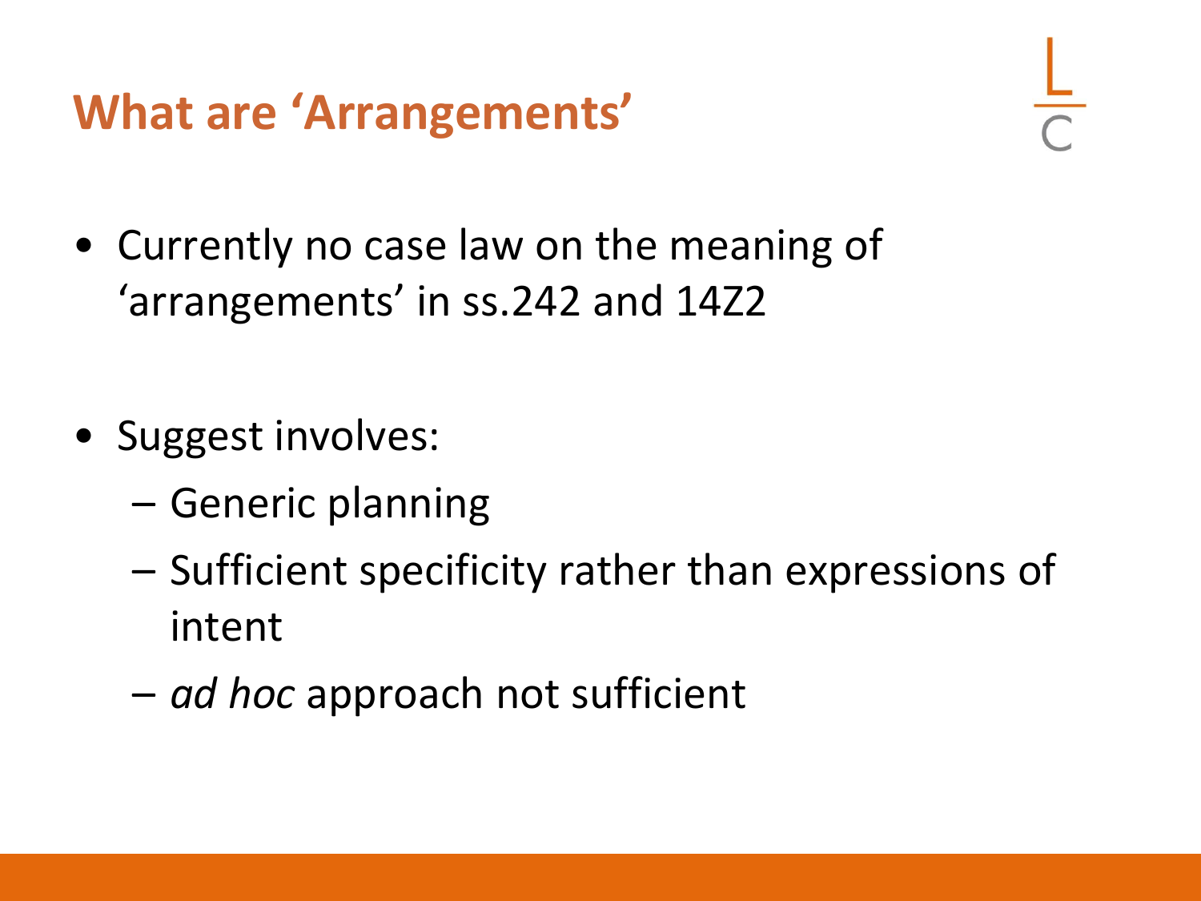## What are 'Arrangements'

- Currently no case law on the meaning of 'arrangements' in ss.242 and 14Z2
- Suggest involves:
  - Generic planning
  - Sufficient specificity rather than expressions of intent
  - *ad hoc* approach not sufficient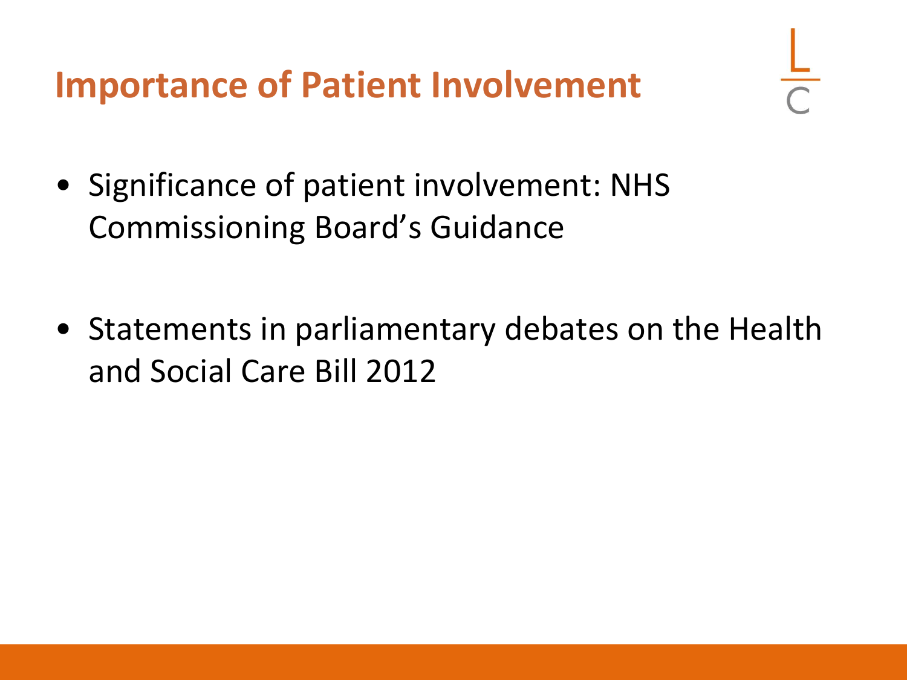## Importance of Patient Involvement

- Significance of patient involvement: NHS Commissioning Board's Guidance
- Statements in parliamentary debates on the Health and Social Care Bill 2012